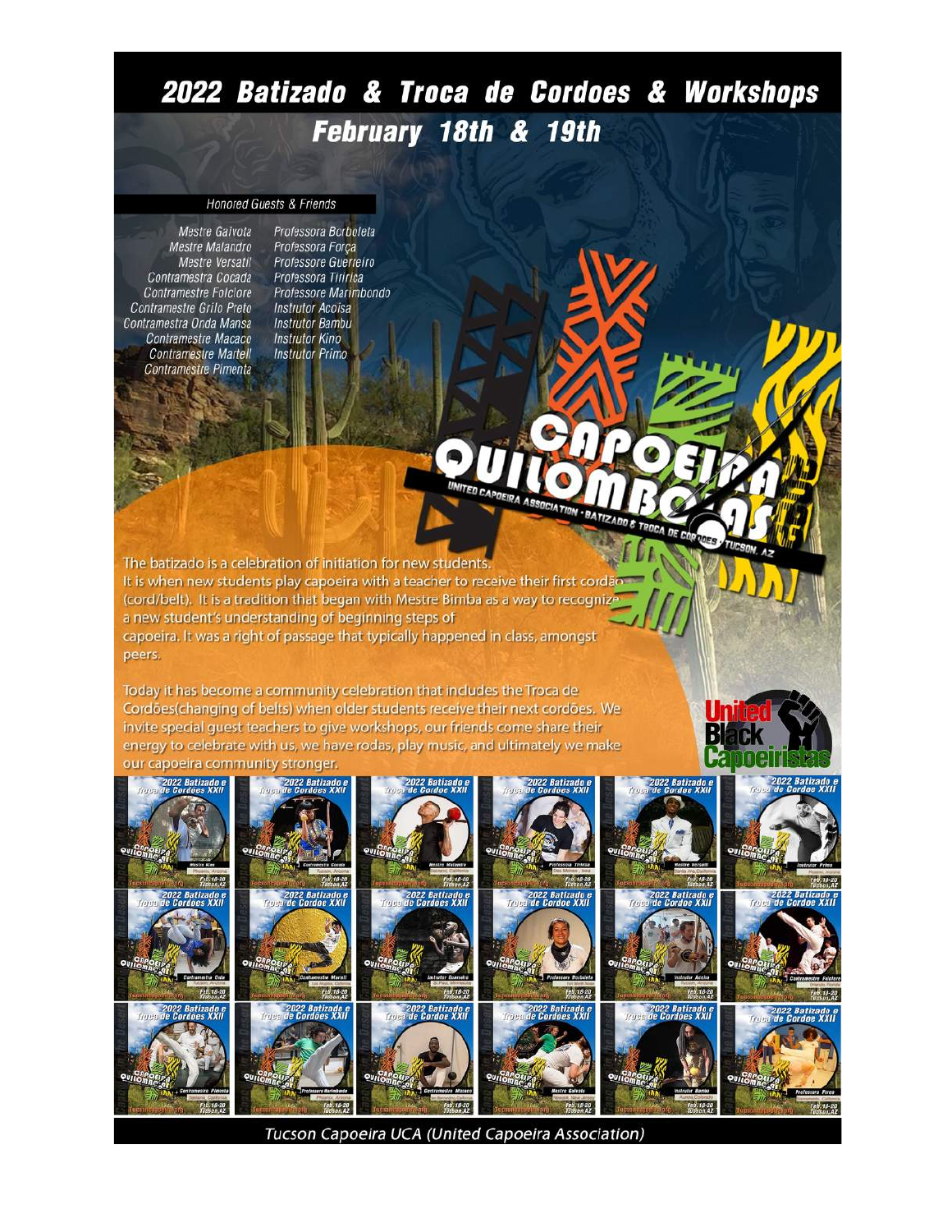# 2022 Batizado & Troca de Cordoes & Workshops

## February 18th & 19th

### Honored Guests & Friends

- Mestre Gaivota
- Mestre Malandro
- Mestre Versatil
- Contramestra Cocada
- Contramestre Folclore
- Contramestre Grilo Preto
- Contramestra Onda Mansa
- Contramestre Macaco
- Contramestre Martell
- Contramestre Pimenta
- Professora Borboleta
- Professora Força
- Professore Guerreiro
- Professora Tiririca
- Professore Marimbondo
- Instrutor Acoisa
- Instrutor Bambu
- Instrutor Kino
- Instrutor Primo

CAPOEIRA QUILOMBOLAS

UNITED CAPOEIRA ASSOCIATION · BATIZADO & TROCA DE CORDOES · TUCSON, AZ

The batizado is a celebration of initiation for new students. It is when new students play capoeira with a teacher to receive their first cordão (cord/belt). It is a tradition that began with Mestre Bimba as a way to recognize a new student's understanding of beginning steps of capoeira. It was a right of passage that typically happened in class, amongst peers.

Today it has become a community celebration that includes the Troca de Cordões(changing of belts) when older students receive their next cordões. We invite special guest teachers to give workshops, our friends come share their energy to celebrate with us, we have rodas, play music, and ultimately we make our capoeira community stronger.

United Black Capoeiristas

Tucson Capoeira UCA (United Capoeira Association)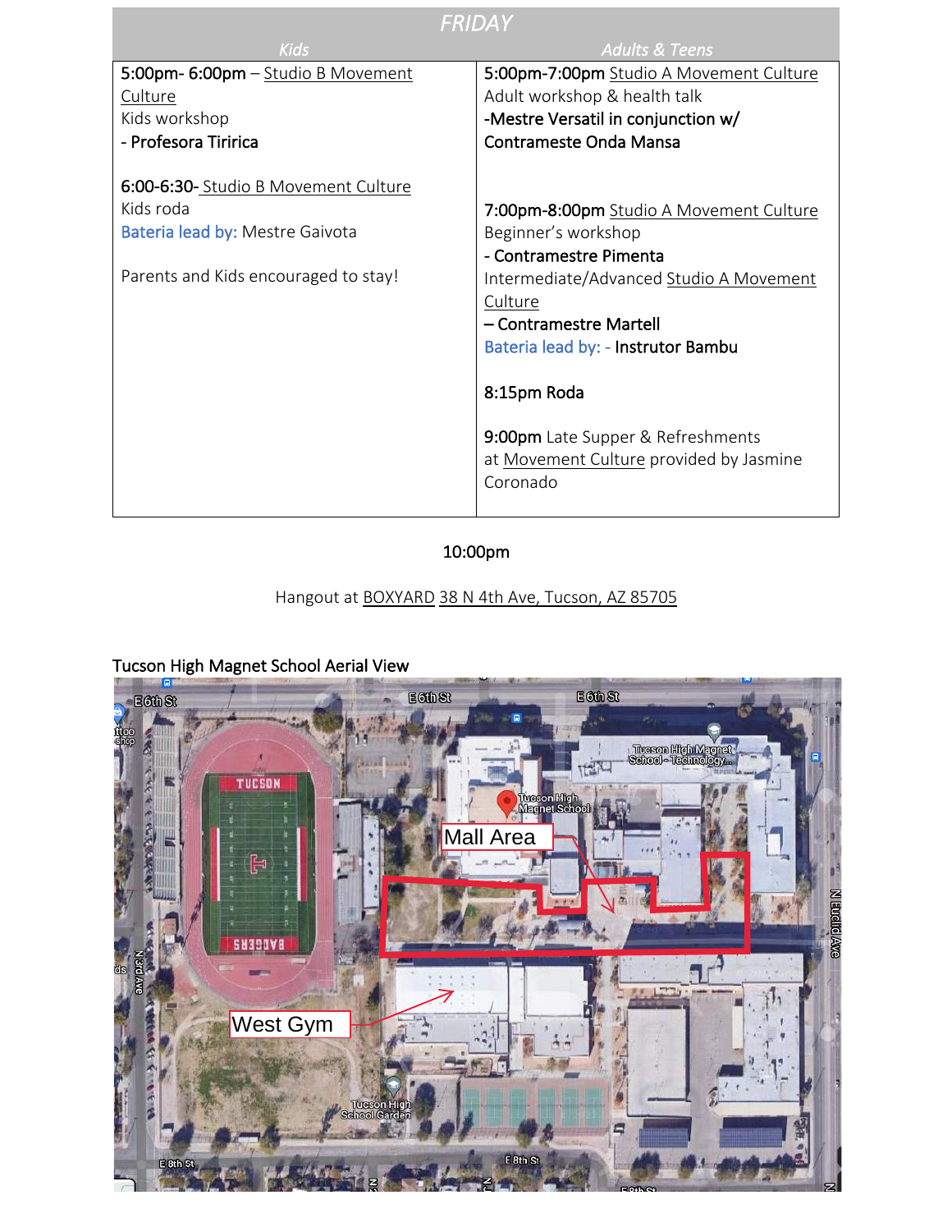| FRIDAY | |
|---|---|
| *Kids* | *Adults & Teens* |
| **5:00pm- 6:00pm** – Studio B Movement Culture<br>Kids workshop<br>- **Profesora Tiririca**<br><br>**6:00-6:30-** Studio B Movement Culture<br>Kids roda<br>Bateria lead by: Mestre Gaivota<br><br>Parents and Kids encouraged to stay! | **5:00pm-7:00pm** Studio A Movement Culture<br>Adult workshop & health talk<br>**-Mestre Versatil in conjunction w/ Contrameste Onda Mansa**<br><br>**7:00pm-8:00pm** Studio A Movement Culture<br>Beginner's workshop<br>**- Contramestre Pimenta**<br>Intermediate/Advanced Studio A Movement Culture<br>**– Contramestre Martell**<br>Bateria lead by: - **Instrutor Bambu**<br><br>**8:15pm Roda**<br><br>**9:00pm** Late Supper & Refreshments at Movement Culture provided by Jasmine Coronado |

**10:00pm**

Hangout at BOXYARD 38 N 4th Ave, Tucson, AZ 85705

Tucson High Magnet School Aerial View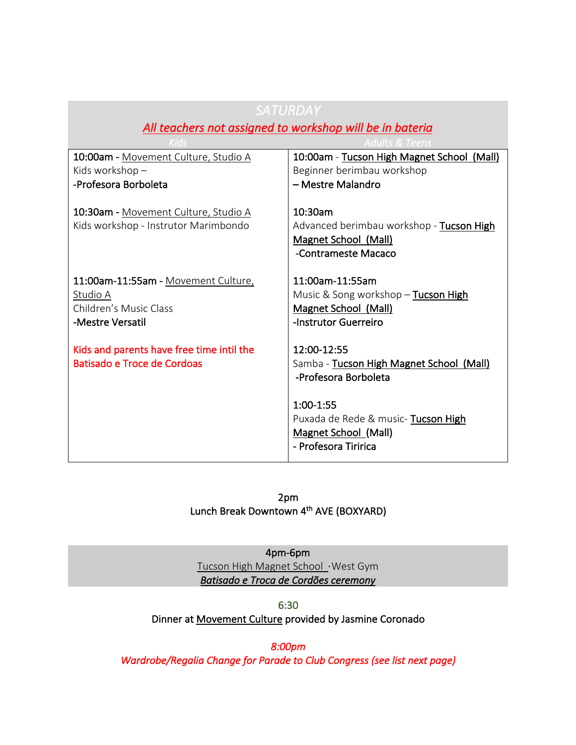## SATURDAY

***All teachers not assigned to workshop will be in bateria***

| Kids | Adults & Teens |
|---|---|
| **10:00am** - Movement Culture, Studio A<br>Kids workshop –<br>**-Profesora Borboleta** | **10:00am** - Tucson High Magnet School (Mall)<br>Beginner berimbau workshop<br>**– Mestre Malandro** |
| **10:30am** - Movement Culture, Studio A<br>Kids workshop - Instrutor Marimbondo | **10:30am**<br>Advanced berimbau workshop - Tucson High Magnet School (Mall)<br>**-Contrameste Macaco** |
| **11:00am-11:55am** - Movement Culture, Studio A<br>Children's Music Class<br>**-Mestre Versatil** | **11:00am-11:55am**<br>Music & Song workshop – Tucson High Magnet School (Mall)<br>**-Instrutor Guerreiro** |
| Kids and parents have free time intil the Batisado e Troce de Cordoas | **12:00-12:55**<br>Samba - Tucson High Magnet School (Mall)<br>**-Profesora Borboleta** |
| | **1:00-1:55**<br>Puxada de Rede & music- Tucson High Magnet School (Mall)<br>**- Profesora Tiririca** |

2pm
Lunch Break Downtown 4th AVE (BOXYARD)

4pm-6pm
Tucson High Magnet School · West Gym
***Batisado e Troca de Cordões ceremony***

6:30
Dinner at Movement Culture provided by Jasmine Coronado

*8:00pm*
*Wardrobe/Regalia Change for Parade to Club Congress (see list next page)*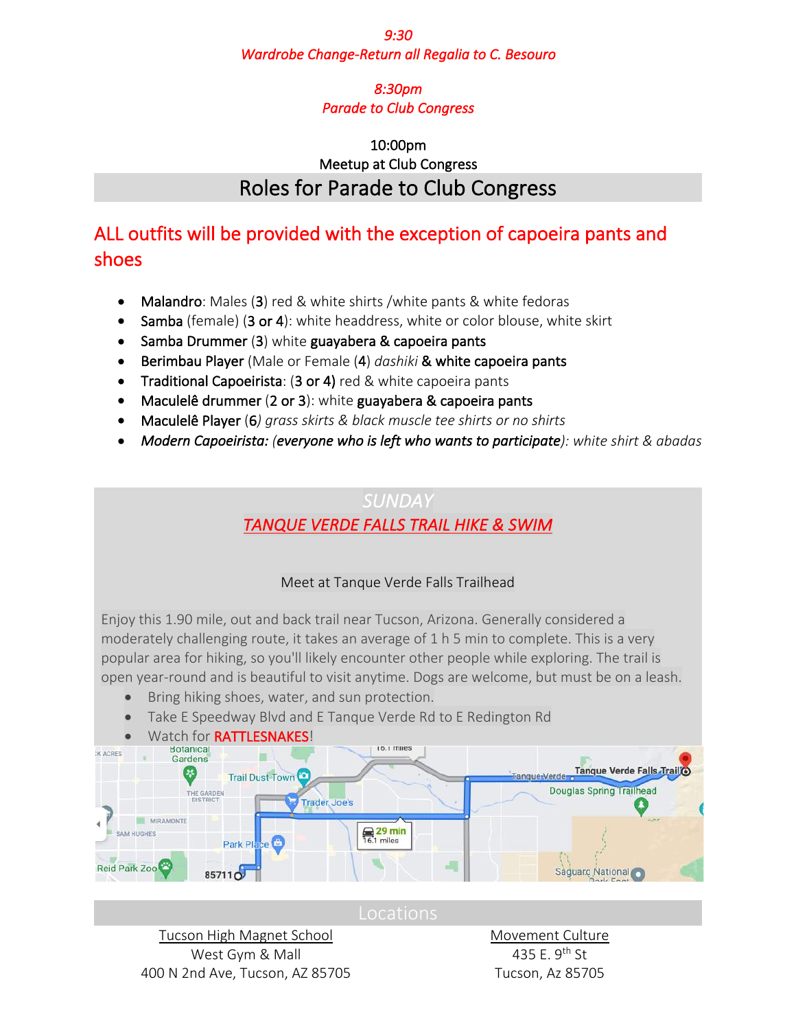*9:30*
*Wardrobe Change-Return all Regalia to C. Besouro*

*8:30pm*
*Parade to Club Congress*

10:00pm
Meetup at Club Congress

## Roles for Parade to Club Congress

### ALL outfits will be provided with the exception of capoeira pants and shoes

- **Malandro**: Males (**3**) red & white shirts /white pants & white fedoras
- **Samba** (female) (**3 or 4**): white headdress, white or color blouse, white skirt
- **Samba Drummer** (**3**) white **guayabera & capoeira pants**
- **Berimbau Player** (Male or Female (**4**) *dashiki* **& white capoeira pants**
- **Traditional Capoeirista**: (**3 or 4**) red & white capoeira pants
- **Maculelê drummer** (**2 or 3**): white **guayabera & capoeira pants**
- **Maculelê Player** (**6**) *grass skirts & black muscle tee shirts or no shirts*
- ***Modern Capoeirista:*** *(**everyone who is left who wants to participate**): white shirt & abadas*

## *SUNDAY*

### *TANQUE VERDE FALLS TRAIL HIKE & SWIM*

Meet at Tanque Verde Falls Trailhead

Enjoy this 1.90 mile, out and back trail near Tucson, Arizona. Generally considered a moderately challenging route, it takes an average of 1 h 5 min to complete. This is a very popular area for hiking, so you'll likely encounter other people while exploring. The trail is open year-round and is beautiful to visit anytime. Dogs are welcome, but must be on a leash.

- Bring hiking shoes, water, and sun protection.
- Take E Speedway Blvd and E Tanque Verde Rd to E Redington Rd
- Watch for RATTLESNAKES!

Botanical Gardens
Trail Dust Town
Trader Joe's
Tanque Verde
Tanque Verde Falls Trail
Douglas Spring Trailhead
16.1 miles
29 min
16.1 miles
Park Place
Reid Park Zoo
85711
Saguaro National Park East

## Locations

Tucson High Magnet School
West Gym & Mall
400 N 2nd Ave, Tucson, AZ 85705

Movement Culture
435 E. 9th St
Tucson, Az 85705